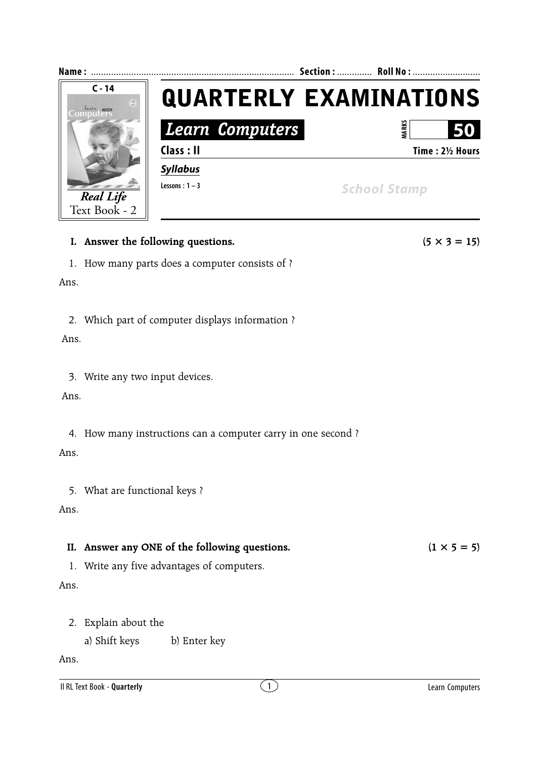**Name :** ................................................................................ **Section :** ............. **Roll No :** ...........................

C - 14

Real Life
Text Book - 2

# QUARTERLY EXAMINATIONS

## *Learn Computers*

MARKS 50

**Class : II** **Time : 2½ Hours**

***Syllabus***

**Lessons : 1 – 3**

School Stamp

**I. Answer the following questions.** **(5 × 3 = 15)**

1. How many parts does a computer consists of ?

Ans.

2. Which part of computer displays information ?

Ans.

3. Write any two input devices.

Ans.

4. How many instructions can a computer carry in one second ?

Ans.

5. What are functional keys ?

Ans.

**II. Answer any ONE of the following questions.** **(1 × 5 = 5)**

1. Write any five advantages of computers.

Ans.

2. Explain about the

   a) Shift keys     b) Enter key

Ans.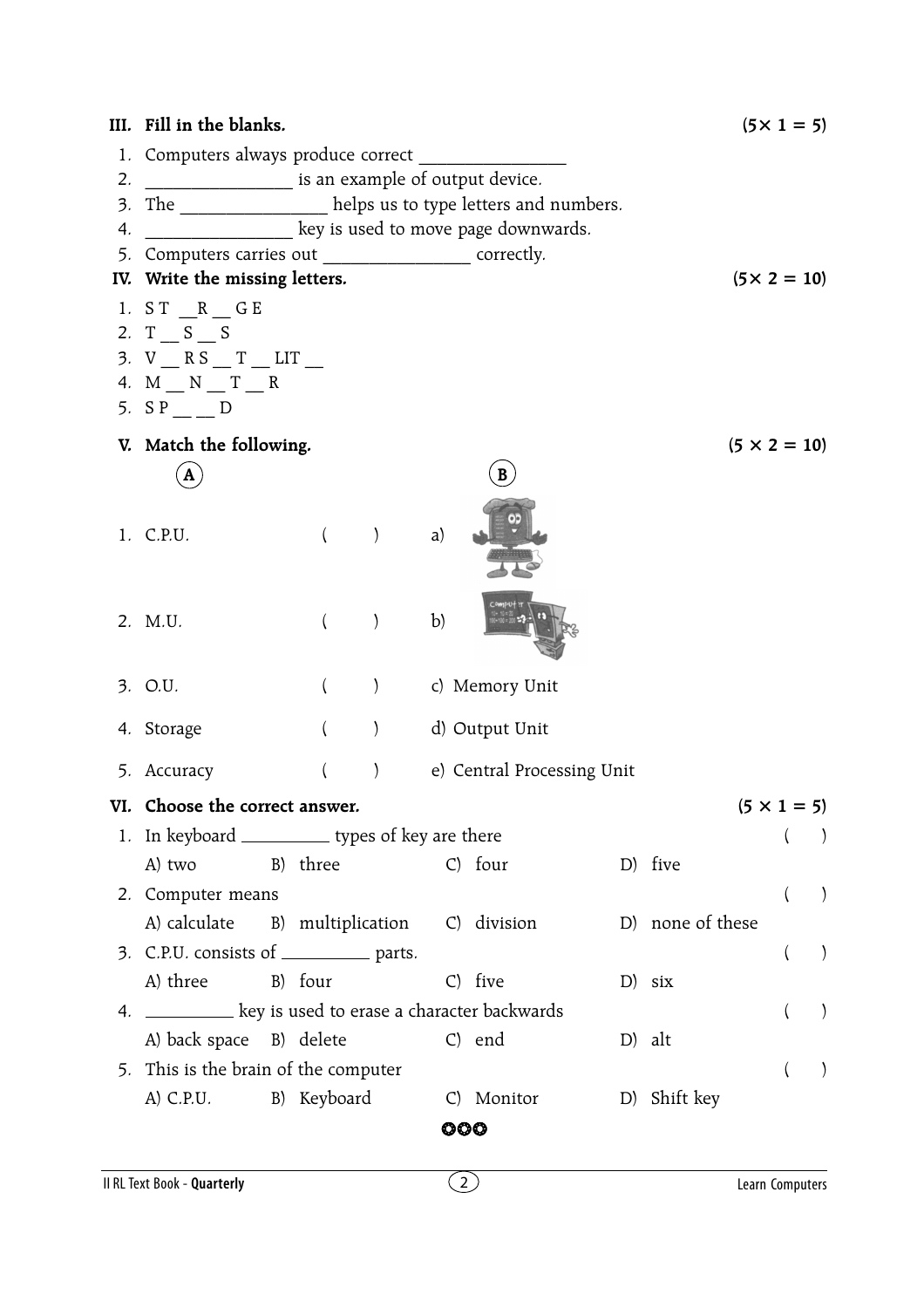## III. Fill in the blanks. (5× 1 = 5)

1. Computers always produce correct ________________
2. ________________ is an example of output device.
3. The ________________ helps us to type letters and numbers.
4. ________________ key is used to move page downwards.
5. Computers carries out ________________ correctly.

## IV. Write the missing letters. (5× 2 = 10)

1. S T __ R __ G E
2. T __ S __ S
3. V __ R S __ T __ LIT __
4. M __ N __ T __ R
5. S P __ __ D

## V. Match the following. (5 × 2 = 10)

| A | | B |
|---|---|---|
| 1. C.P.U. | ( ) | a) |
| 2. M.U. | ( ) | b) |
| 3. O.U. | ( ) | c) Memory Unit |
| 4. Storage | ( ) | d) Output Unit |
| 5. Accuracy | ( ) | e) Central Processing Unit |

## VI. Choose the correct answer. (5 × 1 = 5)

1. In keyboard __________ types of key are there ( )
   A) two B) three C) four D) five
2. Computer means ( )
   A) calculate B) multiplication C) division D) none of these
3. C.P.U. consists of __________ parts. ( )
   A) three B) four C) five D) six
4. __________ key is used to erase a character backwards ( )
   A) back space B) delete C) end D) alt
5. This is the brain of the computer ( )
   A) C.P.U. B) Keyboard C) Monitor D) Shift key